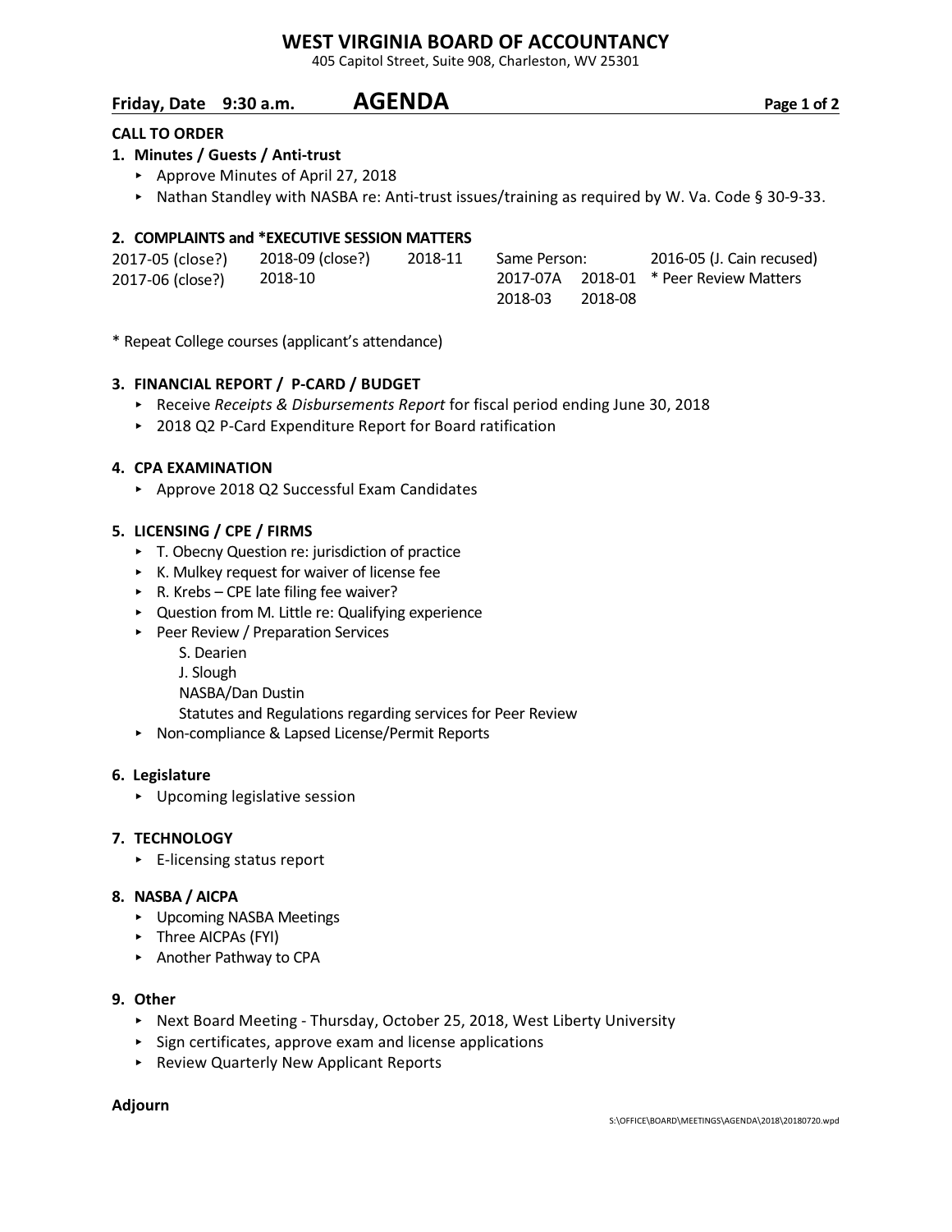# WEST VIRGINIA BOARD OF ACCOUNTANCY

405 Capitol Street, Suite 908, Charleston, WV 25301

## Friday, Date 9:30 a.m. AGENDA

**CALL TO ORDER**

**1. Minutes / Guests / Anti-trust**

- Approve Minutes of April 27, 2018
- Nathan Standley with NASBA re: Anti-trust issues/training as required by W. Va. Code § 30-9-33.

**2. COMPLAINTS and *EXECUTIVE SESSION MATTERS**

| | | | | | |
|---|---|---|---|---|---|
| 2017-05 (close?) | 2018-09 (close?) | 2018-11 | Same Person: | | 2016-05 (J. Cain recused) |
| 2017-06 (close?) | 2018-10 | | 2017-07A | 2018-01 | * Peer Review Matters |
| | | | 2018-03 | 2018-08 | |

* Repeat College courses (applicant's attendance)

**3. FINANCIAL REPORT / P-CARD / BUDGET**

- Receive *Receipts & Disbursements Report* for fiscal period ending June 30, 2018
- 2018 Q2 P-Card Expenditure Report for Board ratification

**4. CPA EXAMINATION**

- Approve 2018 Q2 Successful Exam Candidates

**5. LICENSING / CPE / FIRMS**

- T. Obecny Question re: jurisdiction of practice
- K. Mulkey request for waiver of license fee
- R. Krebs – CPE late filing fee waiver?
- Question from M. Little re: Qualifying experience
- Peer Review / Preparation Services
  - S. Dearien
  - J. Slough
  - NASBA/Dan Dustin
  - Statutes and Regulations regarding services for Peer Review
- Non-compliance & Lapsed License/Permit Reports

**6. Legislature**

- Upcoming legislative session

**7. TECHNOLOGY**

- E-licensing status report

**8. NASBA / AICPA**

- Upcoming NASBA Meetings
- Three AICPAs (FYI)
- Another Pathway to CPA

**9. Other**

- Next Board Meeting - Thursday, October 25, 2018, West Liberty University
- Sign certificates, approve exam and license applications
- Review Quarterly New Applicant Reports

**Adjourn**

S:\OFFICE\BOARD\MEETINGS\AGENDA\2018\20180720.wpd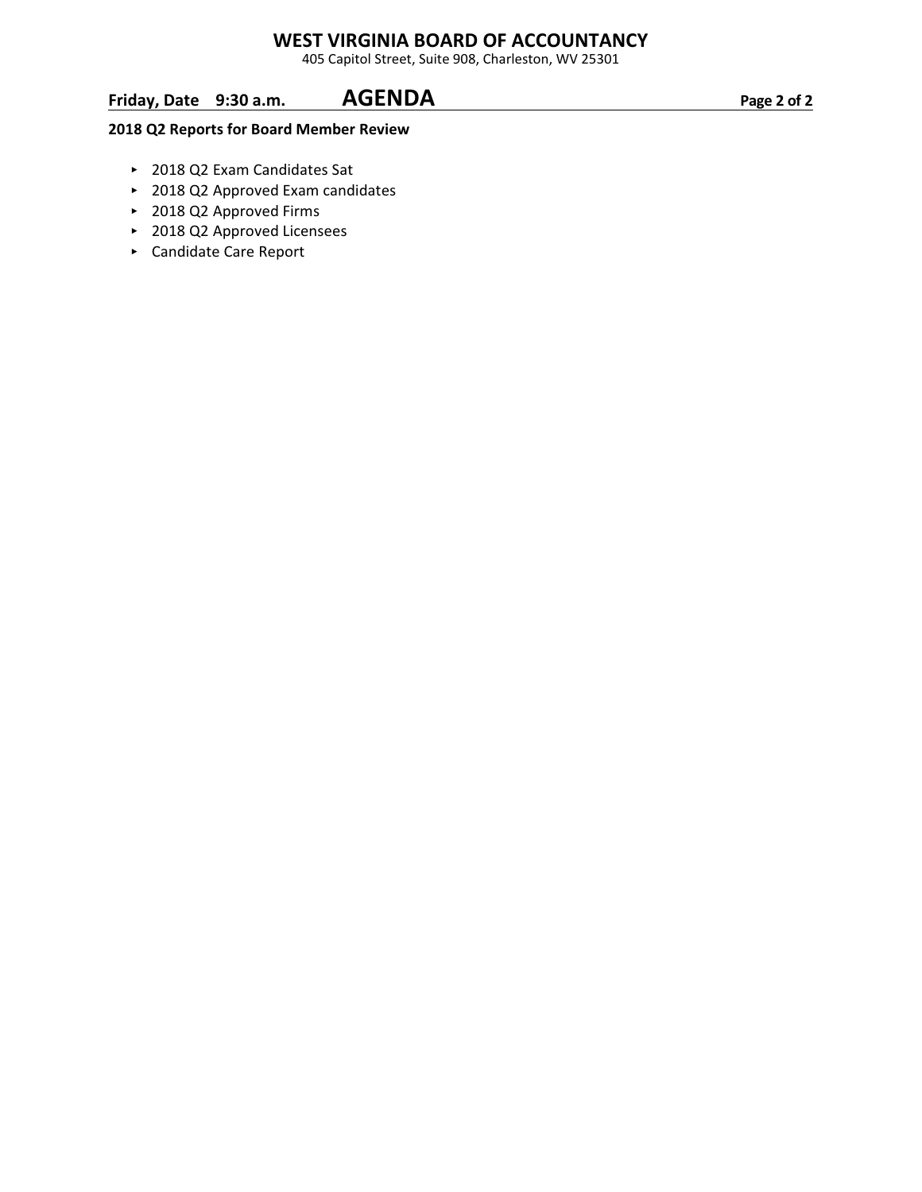# WEST VIRGINIA BOARD OF ACCOUNTANCY

405 Capitol Street, Suite 908, Charleston, WV 25301

**Friday, Date 9:30 a.m. AGENDA**

**2018 Q2 Reports for Board Member Review**

- 2018 Q2 Exam Candidates Sat
- 2018 Q2 Approved Exam candidates
- 2018 Q2 Approved Firms
- 2018 Q2 Approved Licensees
- Candidate Care Report